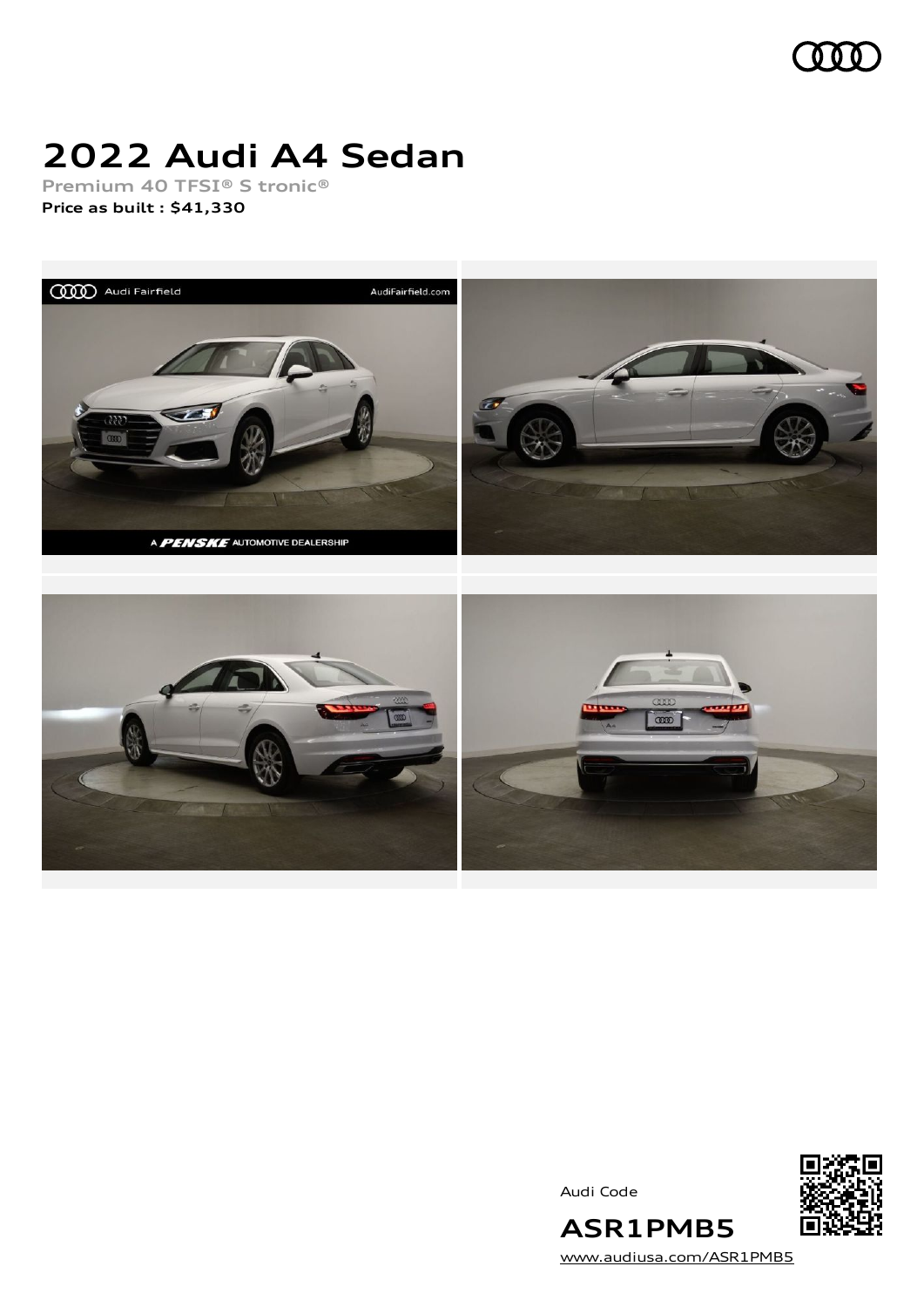# 2022 Audi A4 Sedan

Premium 40 TFSI® S tronic®

**Price as built : $41,330**

Audi Code

## ASR1PMB5

www.audiusa.com/ASR1PMB5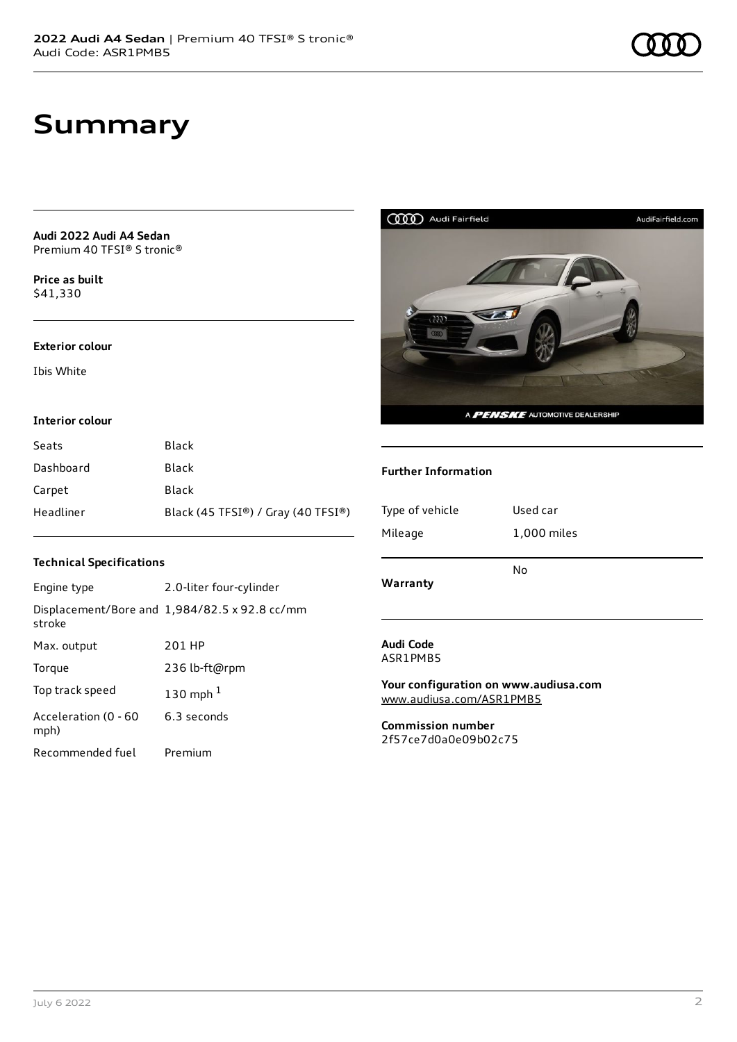# Summary

**Audi 2022 Audi A4 Sedan**
Premium 40 TFSI® S tronic®

**Price as built**
$41,330

**Exterior colour**

Ibis White

**Interior colour**

| | |
|---|---|
| Seats | Black |
| Dashboard | Black |
| Carpet | Black |
| Headliner | Black (45 TFSI®) / Gray (40 TFSI®) |

**Technical Specifications**

| | |
|---|---|
| Engine type | 2.0-liter four-cylinder |
| Displacement/Bore and stroke | 1,984/82.5 x 92.8 cc/mm |
| Max. output | 201 HP |
| Torque | 236 lb-ft@rpm |
| Top track speed | 130 mph [1] |
| Acceleration (0 - 60 mph) | 6.3 seconds |
| Recommended fuel | Premium |

**Further Information**

| | |
|---|---|
| Type of vehicle | Used car |
| Mileage | 1,000 miles |
| **Warranty** | No |

**Audi Code**
ASR1PMB5

**Your configuration on www.audiusa.com**
www.audiusa.com/ASR1PMB5

**Commission number**
2f57ce7d0a0e09b02c75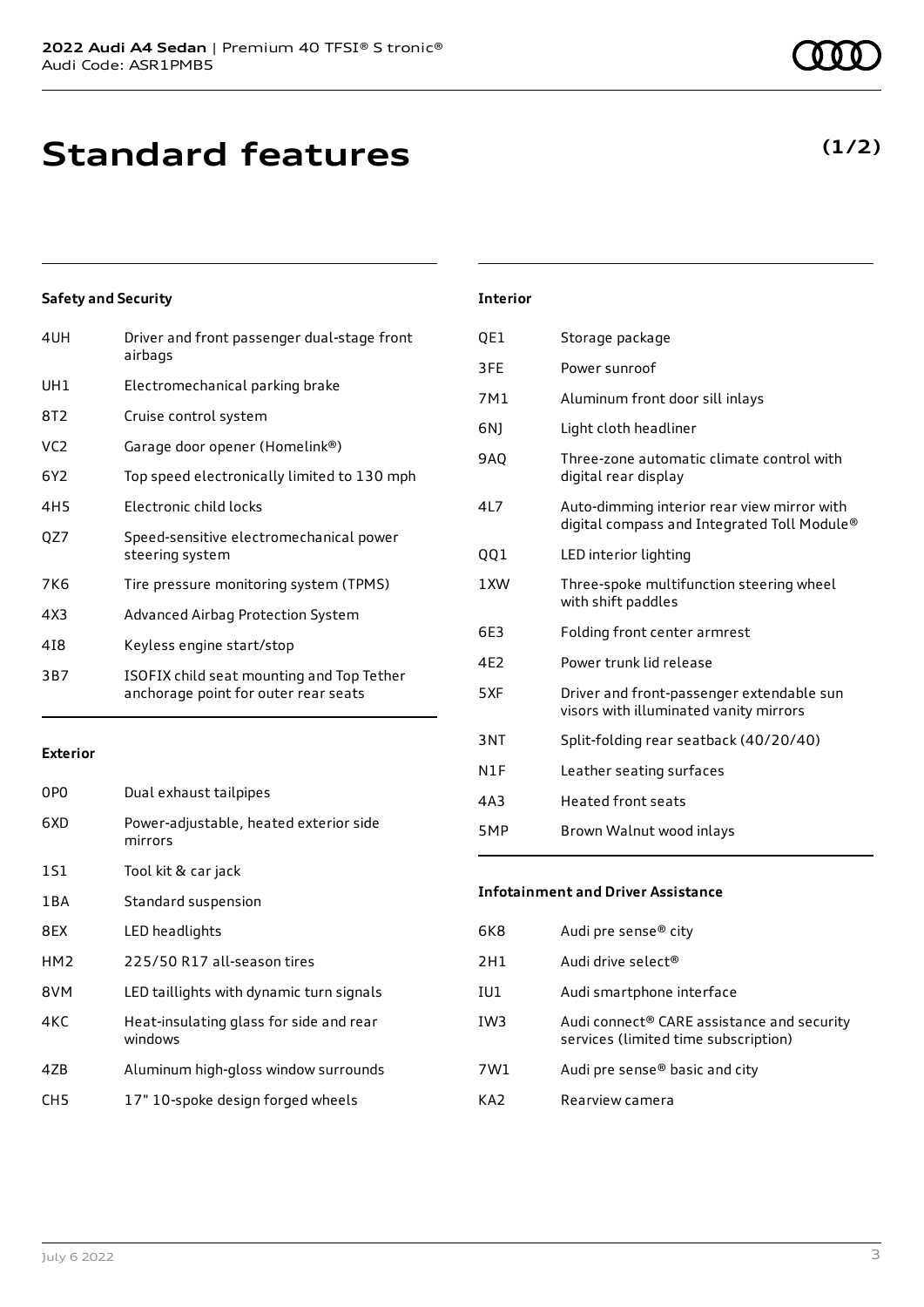# Standard features

**(1/2)**

### Safety and Security

| | |
|---|---|
| 4UH | Driver and front passenger dual-stage front airbags |
| UH1 | Electromechanical parking brake |
| 8T2 | Cruise control system |
| VC2 | Garage door opener (Homelink®) |
| 6Y2 | Top speed electronically limited to 130 mph |
| 4H5 | Electronic child locks |
| QZ7 | Speed-sensitive electromechanical power steering system |
| 7K6 | Tire pressure monitoring system (TPMS) |
| 4X3 | Advanced Airbag Protection System |
| 4I8 | Keyless engine start/stop |
| 3B7 | ISOFIX child seat mounting and Top Tether anchorage point for outer rear seats |

### Exterior

| | |
|---|---|
| 0P0 | Dual exhaust tailpipes |
| 6XD | Power-adjustable, heated exterior side mirrors |
| 1S1 | Tool kit & car jack |
| 1BA | Standard suspension |
| 8EX | LED headlights |
| HM2 | 225/50 R17 all-season tires |
| 8VM | LED taillights with dynamic turn signals |
| 4KC | Heat-insulating glass for side and rear windows |
| 4ZB | Aluminum high-gloss window surrounds |
| CH5 | 17" 10-spoke design forged wheels |

### Interior

| | |
|---|---|
| QE1 | Storage package |
| 3FE | Power sunroof |
| 7M1 | Aluminum front door sill inlays |
| 6NJ | Light cloth headliner |
| 9AQ | Three-zone automatic climate control with digital rear display |
| 4L7 | Auto-dimming interior rear view mirror with digital compass and Integrated Toll Module® |
| QQ1 | LED interior lighting |
| 1XW | Three-spoke multifunction steering wheel with shift paddles |
| 6E3 | Folding front center armrest |
| 4E2 | Power trunk lid release |
| 5XF | Driver and front-passenger extendable sun visors with illuminated vanity mirrors |
| 3NT | Split-folding rear seatback (40/20/40) |
| N1F | Leather seating surfaces |
| 4A3 | Heated front seats |
| 5MP | Brown Walnut wood inlays |

### Infotainment and Driver Assistance

| | |
|---|---|
| 6K8 | Audi pre sense® city |
| 2H1 | Audi drive select® |
| IU1 | Audi smartphone interface |
| IW3 | Audi connect® CARE assistance and security services (limited time subscription) |
| 7W1 | Audi pre sense® basic and city |
| KA2 | Rearview camera |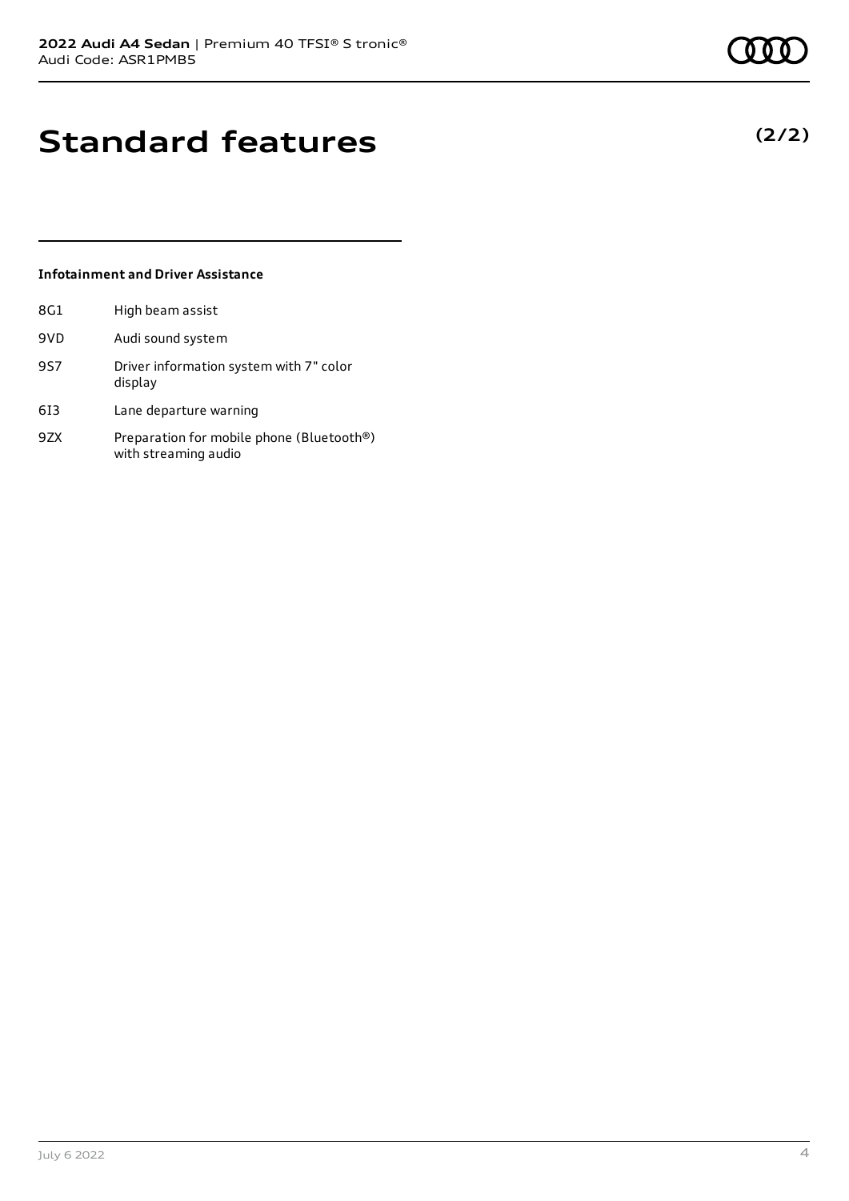# Standard features

**(2/2)**

### Infotainment and Driver Assistance

| | |
|---|---|
| 8G1 | High beam assist |
| 9VD | Audi sound system |
| 9S7 | Driver information system with 7" color display |
| 6I3 | Lane departure warning |
| 9ZX | Preparation for mobile phone (Bluetooth®) with streaming audio |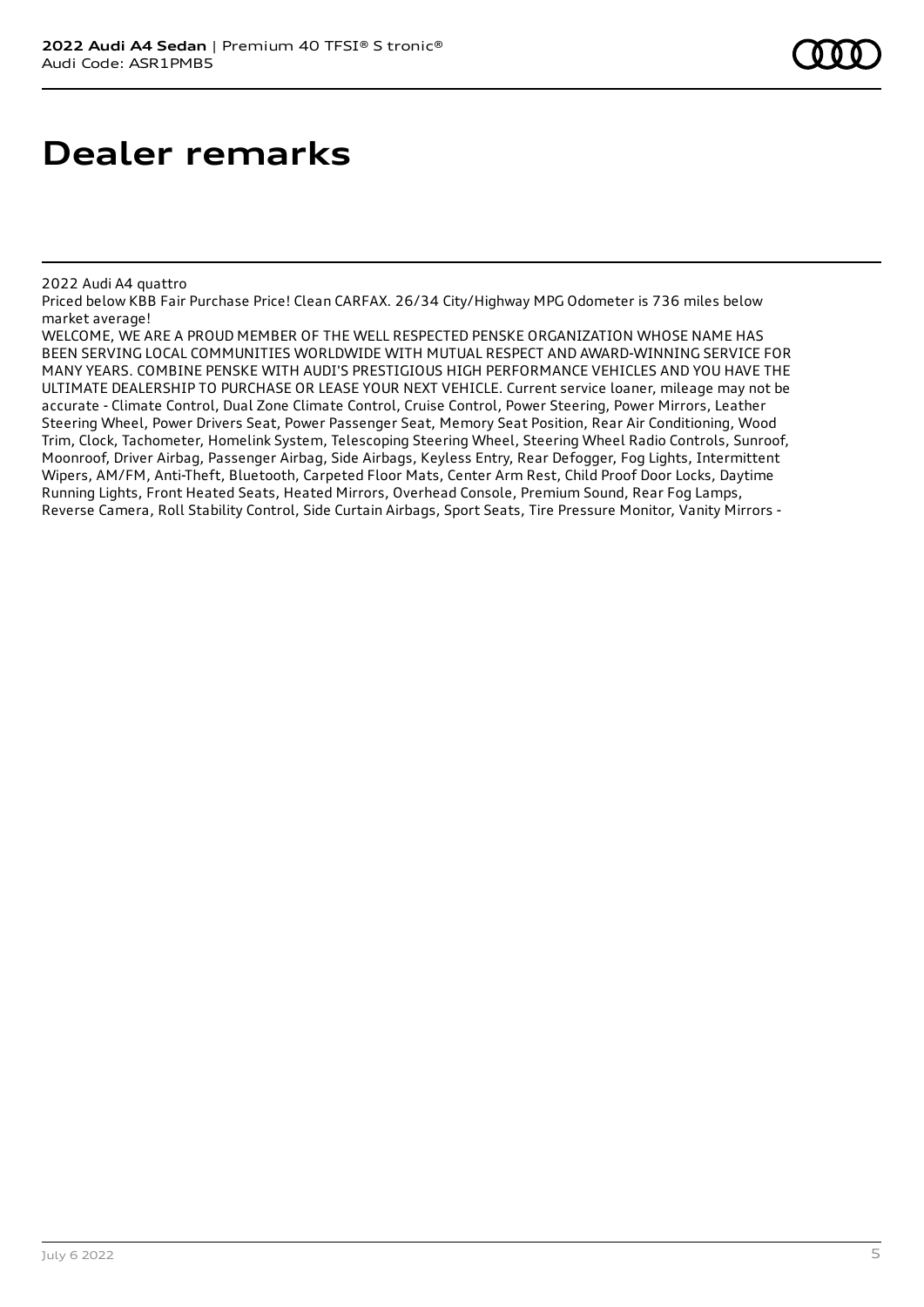# Dealer remarks

2022 Audi A4 quattro

Priced below KBB Fair Purchase Price! Clean CARFAX. 26/34 City/Highway MPG Odometer is 736 miles below market average!

WELCOME, WE ARE A PROUD MEMBER OF THE WELL RESPECTED PENSKE ORGANIZATION WHOSE NAME HAS BEEN SERVING LOCAL COMMUNITIES WORLDWIDE WITH MUTUAL RESPECT AND AWARD-WINNING SERVICE FOR MANY YEARS. COMBINE PENSKE WITH AUDI'S PRESTIGIOUS HIGH PERFORMANCE VEHICLES AND YOU HAVE THE ULTIMATE DEALERSHIP TO PURCHASE OR LEASE YOUR NEXT VEHICLE. Current service loaner, mileage may not be accurate - Climate Control, Dual Zone Climate Control, Cruise Control, Power Steering, Power Mirrors, Leather Steering Wheel, Power Drivers Seat, Power Passenger Seat, Memory Seat Position, Rear Air Conditioning, Wood Trim, Clock, Tachometer, Homelink System, Telescoping Steering Wheel, Steering Wheel Radio Controls, Sunroof, Moonroof, Driver Airbag, Passenger Airbag, Side Airbags, Keyless Entry, Rear Defogger, Fog Lights, Intermittent Wipers, AM/FM, Anti-Theft, Bluetooth, Carpeted Floor Mats, Center Arm Rest, Child Proof Door Locks, Daytime Running Lights, Front Heated Seats, Heated Mirrors, Overhead Console, Premium Sound, Rear Fog Lamps, Reverse Camera, Roll Stability Control, Side Curtain Airbags, Sport Seats, Tire Pressure Monitor, Vanity Mirrors -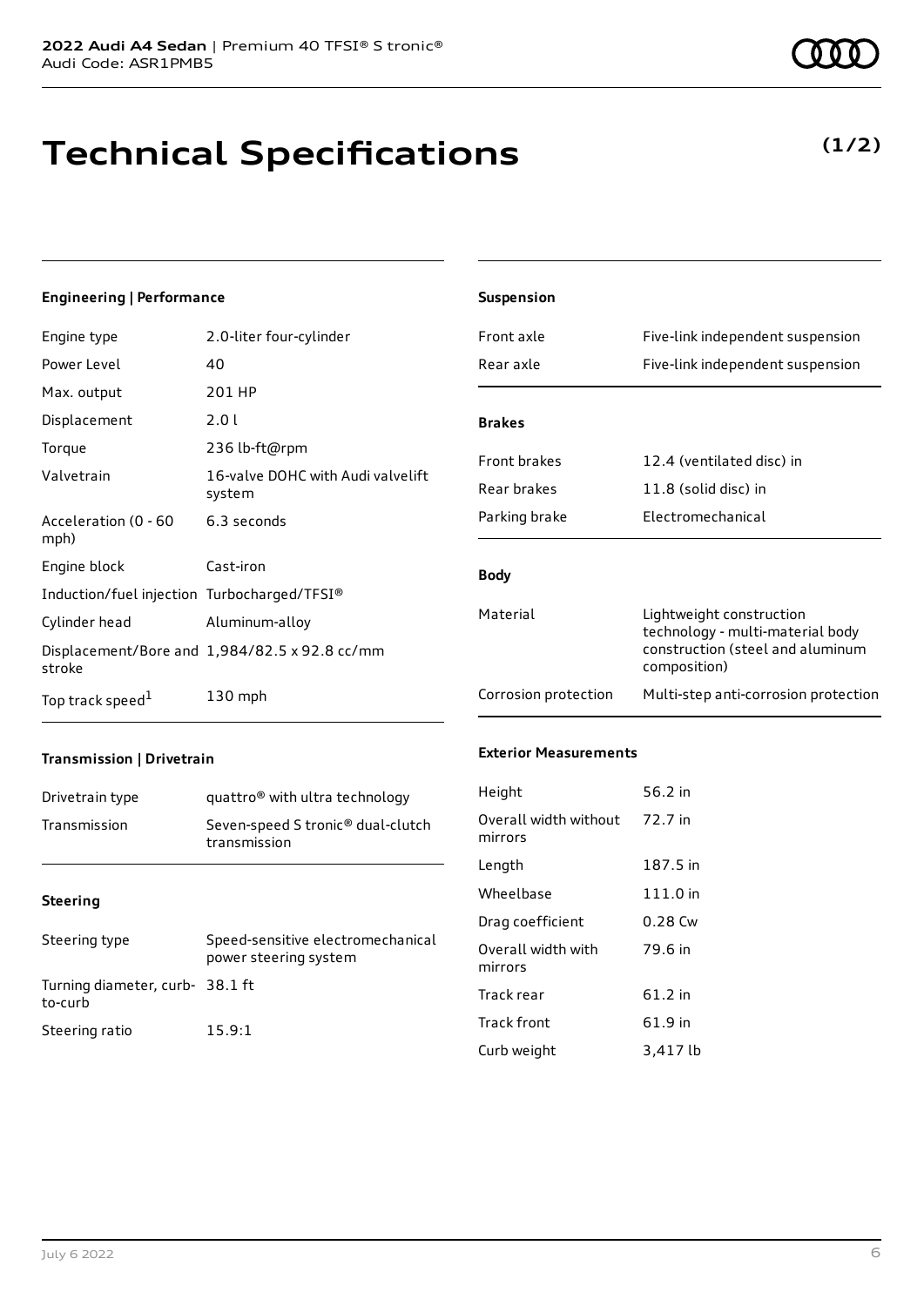# Technical Specifications

**(1/2)**

### Engineering | Performance

| | |
|---|---|
| Engine type | 2.0-liter four-cylinder |
| Power Level | 40 |
| Max. output | 201 HP |
| Displacement | 2.0 l |
| Torque | 236 lb-ft@rpm |
| Valvetrain | 16-valve DOHC with Audi valvelift system |
| Acceleration (0 - 60 mph) | 6.3 seconds |
| Engine block | Cast-iron |
| Induction/fuel injection | Turbocharged/TFSI® |
| Cylinder head | Aluminum-alloy |
| Displacement/Bore and stroke | 1,984/82.5 x 92.8 cc/mm |
| Top track speed[1] | 130 mph |

### Transmission | Drivetrain

| | |
|---|---|
| Drivetrain type | quattro® with ultra technology |
| Transmission | Seven-speed S tronic® dual-clutch transmission |

### Steering

| | |
|---|---|
| Steering type | Speed-sensitive electromechanical power steering system |
| Turning diameter, curb-to-curb | 38.1 ft |
| Steering ratio | 15.9:1 |

### Suspension

| | |
|---|---|
| Front axle | Five-link independent suspension |
| Rear axle | Five-link independent suspension |

### Brakes

| | |
|---|---|
| Front brakes | 12.4 (ventilated disc) in |
| Rear brakes | 11.8 (solid disc) in |
| Parking brake | Electromechanical |

### Body

| | |
|---|---|
| Material | Lightweight construction technology - multi-material body construction (steel and aluminum composition) |
| Corrosion protection | Multi-step anti-corrosion protection |

### Exterior Measurements

| | |
|---|---|
| Height | 56.2 in |
| Overall width without mirrors | 72.7 in |
| Length | 187.5 in |
| Wheelbase | 111.0 in |
| Drag coefficient | 0.28 Cw |
| Overall width with mirrors | 79.6 in |
| Track rear | 61.2 in |
| Track front | 61.9 in |
| Curb weight | 3,417 lb |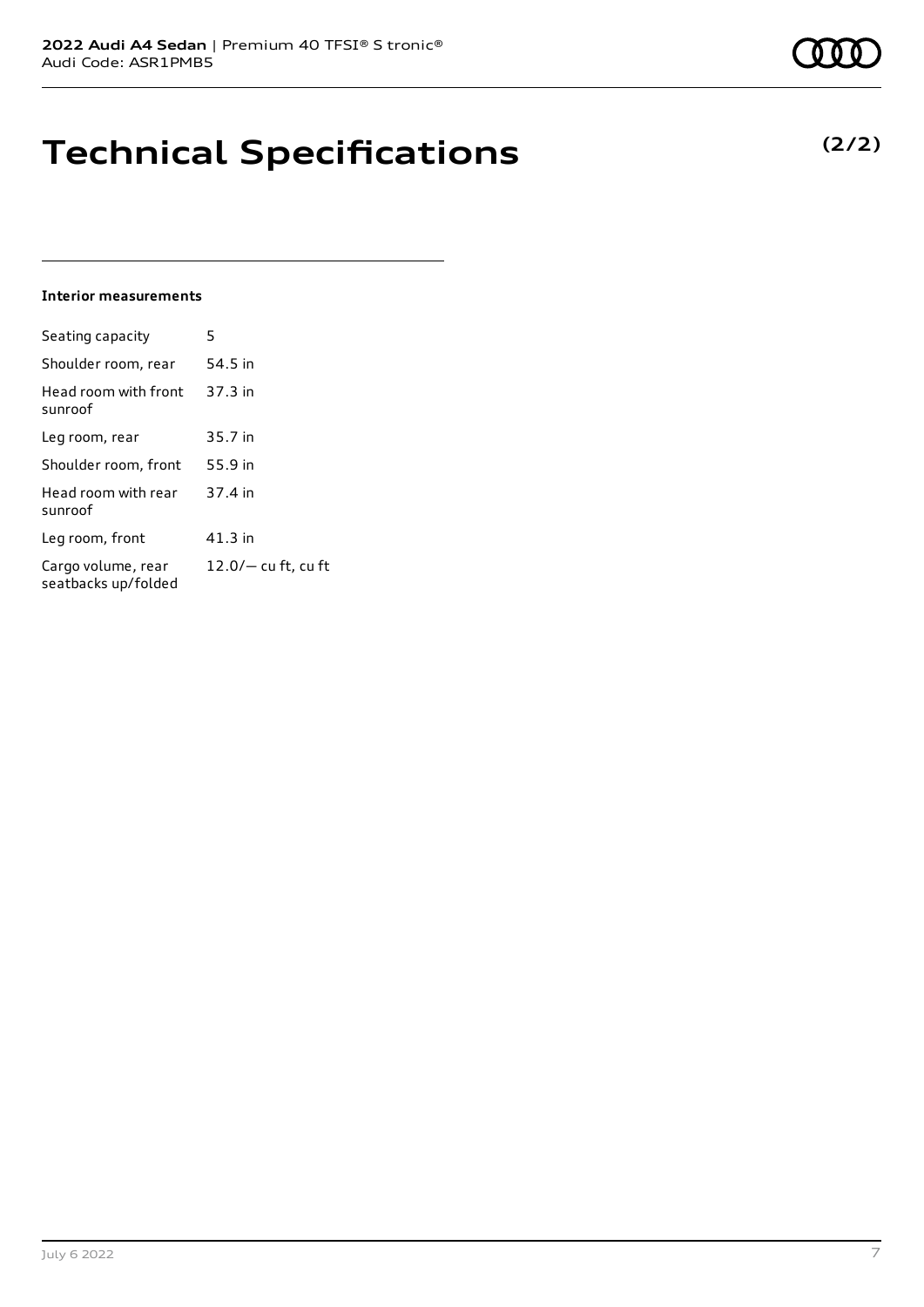# Technical Specifications

**(2/2)**

**Interior measurements**

| | |
|---|---|
| Seating capacity | 5 |
| Shoulder room, rear | 54.5 in |
| Head room with front sunroof | 37.3 in |
| Leg room, rear | 35.7 in |
| Shoulder room, front | 55.9 in |
| Head room with rear sunroof | 37.4 in |
| Leg room, front | 41.3 in |
| Cargo volume, rear seatbacks up/folded | 12.0/— cu ft, cu ft |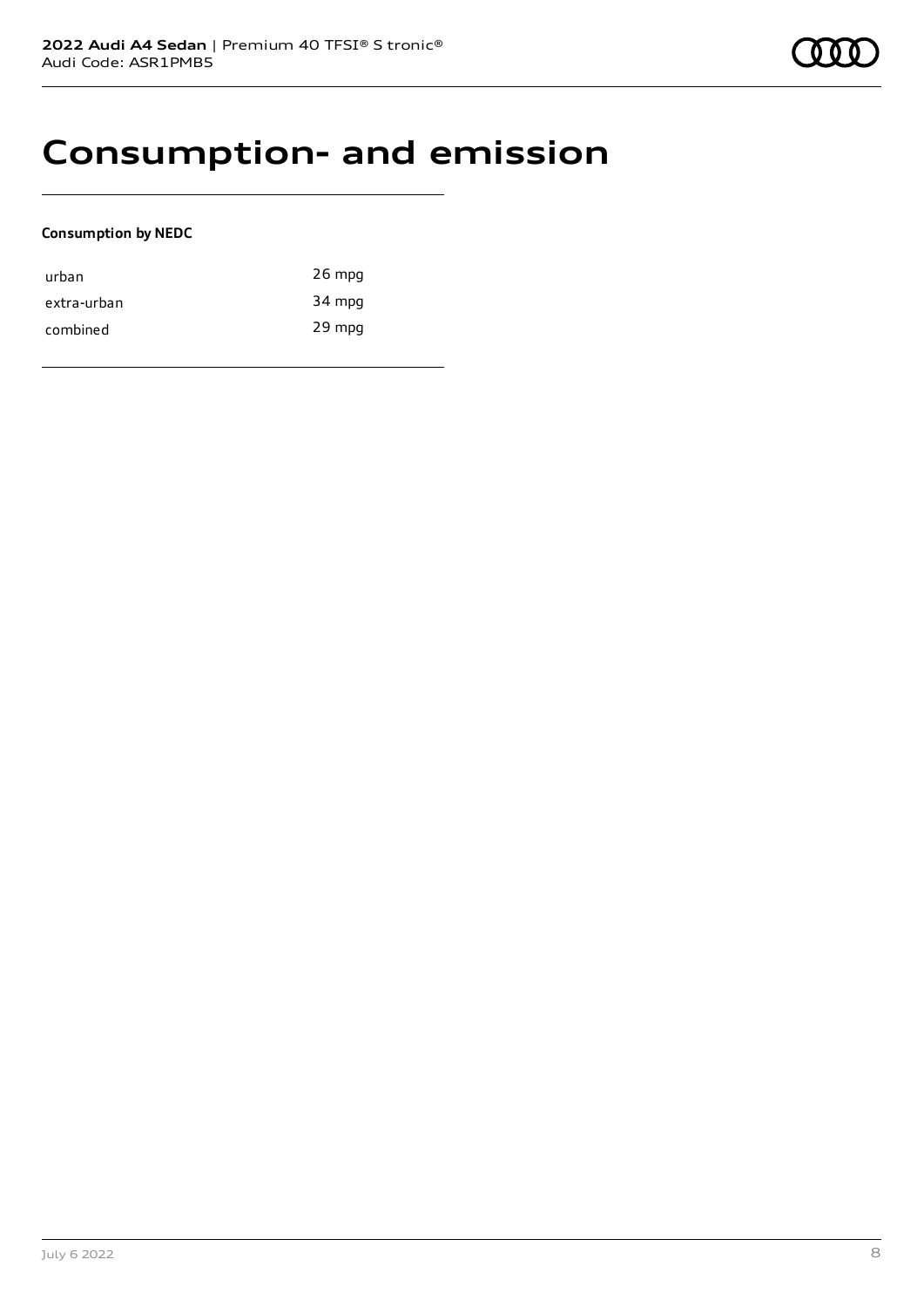# Consumption- and emission

**Consumption by NEDC**

| | |
|---|---|
| urban | 26 mpg |
| extra-urban | 34 mpg |
| combined | 29 mpg |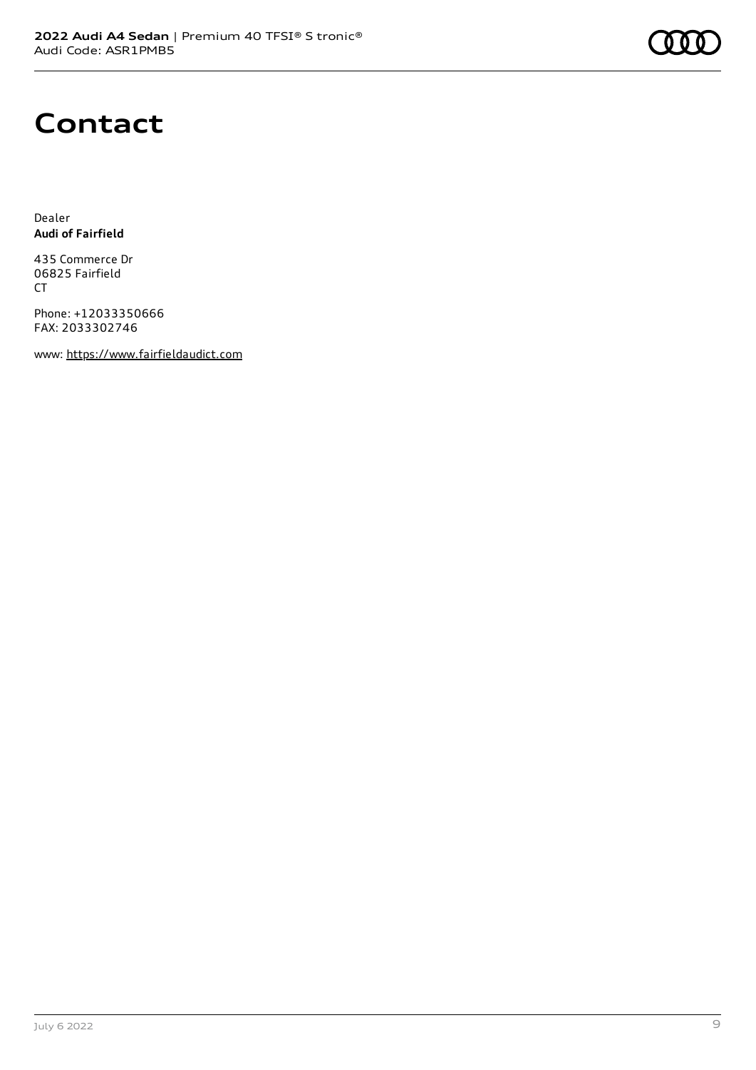# Contact

Dealer
**Audi of Fairfield**

435 Commerce Dr
06825 Fairfield
CT

Phone: +12033350666
FAX: 2033302746

www: https://www.fairfieldaudict.com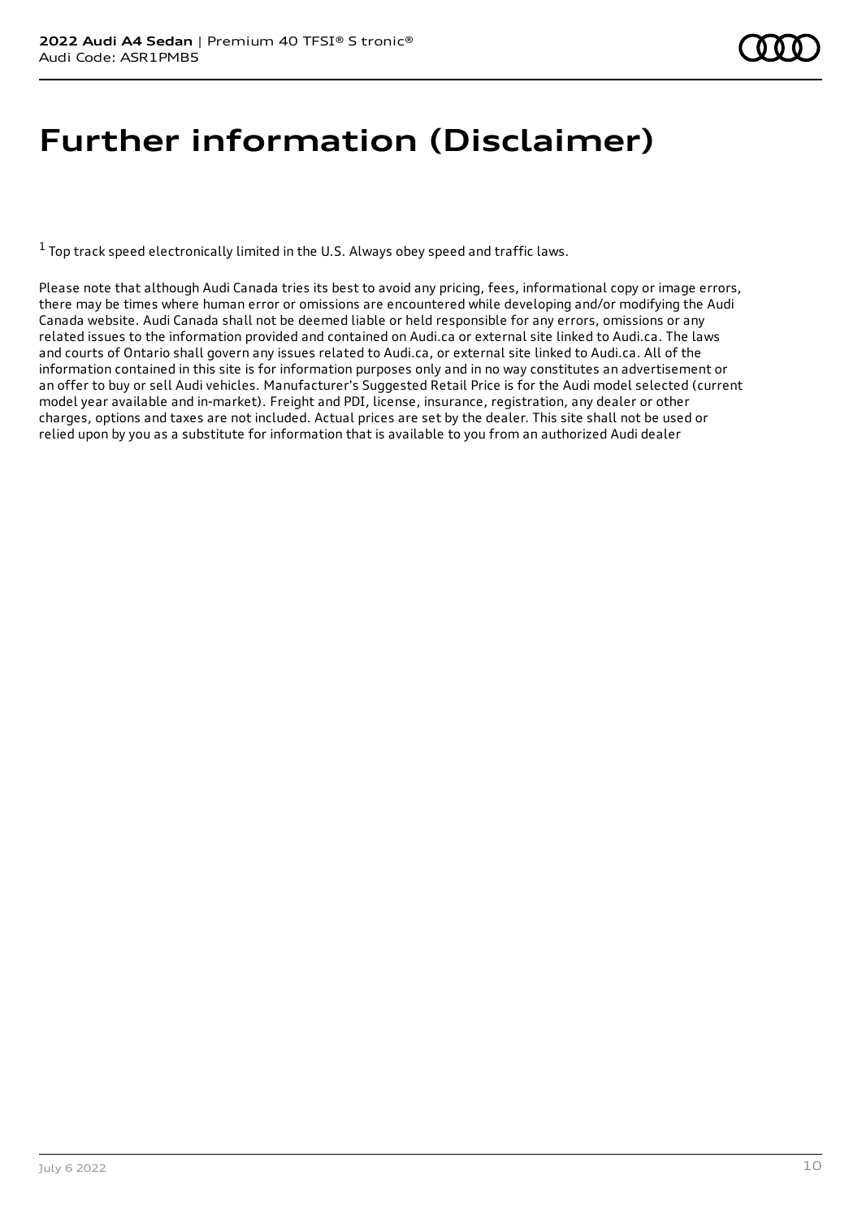# Further information (Disclaimer)

[1] Top track speed electronically limited in the U.S. Always obey speed and traffic laws.

Please note that although Audi Canada tries its best to avoid any pricing, fees, informational copy or image errors, there may be times where human error or omissions are encountered while developing and/or modifying the Audi Canada website. Audi Canada shall not be deemed liable or held responsible for any errors, omissions or any related issues to the information provided and contained on Audi.ca or external site linked to Audi.ca. The laws and courts of Ontario shall govern any issues related to Audi.ca, or external site linked to Audi.ca. All of the information contained in this site is for information purposes only and in no way constitutes an advertisement or an offer to buy or sell Audi vehicles. Manufacturer's Suggested Retail Price is for the Audi model selected (current model year available and in-market). Freight and PDI, license, insurance, registration, any dealer or other charges, options and taxes are not included. Actual prices are set by the dealer. This site shall not be used or relied upon by you as a substitute for information that is available to you from an authorized Audi dealer